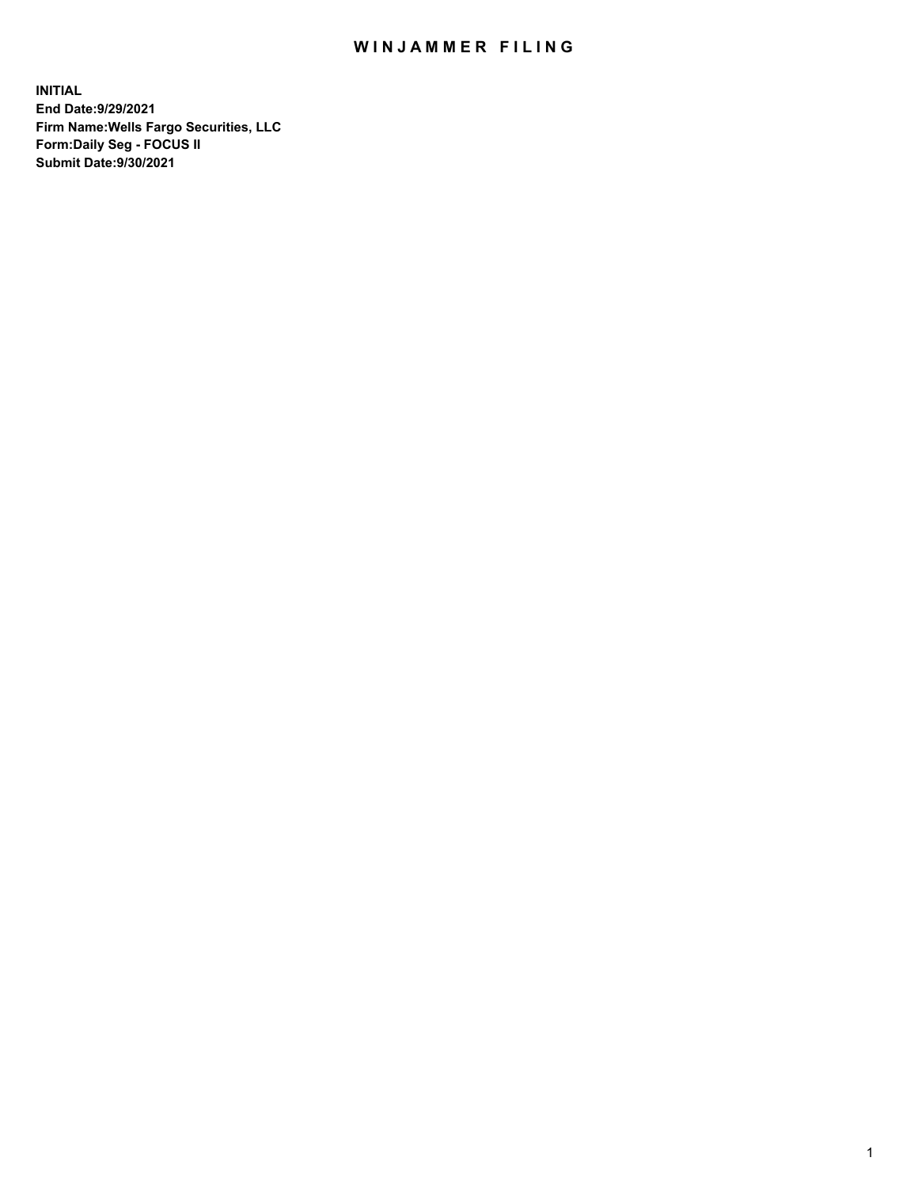# WINJAMMER FILING

**INITIAL**
**End Date:9/29/2021**
**Firm Name:Wells Fargo Securities, LLC**
**Form:Daily Seg - FOCUS II**
**Submit Date:9/30/2021**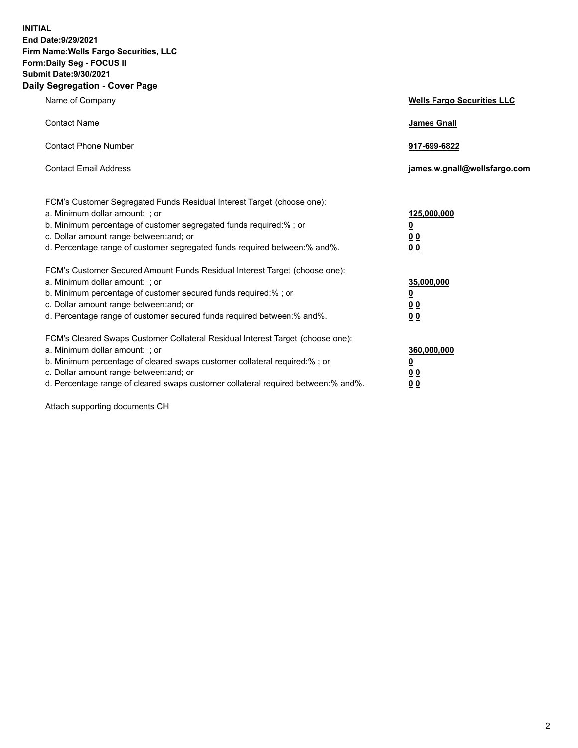**INITIAL**
**End Date:9/29/2021**
**Firm Name:Wells Fargo Securities, LLC**
**Form:Daily Seg - FOCUS II**
**Submit Date:9/30/2021**

## Daily Segregation - Cover Page

| | |
|---|---|
| Name of Company | **Wells Fargo Securities LLC** |
| Contact Name | **James Gnall** |
| Contact Phone Number | **917-699-6822** |
| Contact Email Address | **james.w.gnall@wellsfargo.com** |

| | |
|---|---|
| FCM's Customer Segregated Funds Residual Interest Target (choose one): | |
| a. Minimum dollar amount: ; or | **125,000,000** |
| b. Minimum percentage of customer segregated funds required:% ; or | **0** |
| c. Dollar amount range between:and; or | **0 0** |
| d. Percentage range of customer segregated funds required between:% and%. | **0 0** |
| FCM's Customer Secured Amount Funds Residual Interest Target (choose one): | |
| a. Minimum dollar amount: ; or | **35,000,000** |
| b. Minimum percentage of customer secured funds required:% ; or | **0** |
| c. Dollar amount range between:and; or | **0 0** |
| d. Percentage range of customer secured funds required between:% and%. | **0 0** |
| FCM's Cleared Swaps Customer Collateral Residual Interest Target (choose one): | |
| a. Minimum dollar amount: ; or | **360,000,000** |
| b. Minimum percentage of cleared swaps customer collateral required:% ; or | **0** |
| c. Dollar amount range between:and; or | **0 0** |
| d. Percentage range of cleared swaps customer collateral required between:% and%. | **0 0** |

Attach supporting documents CH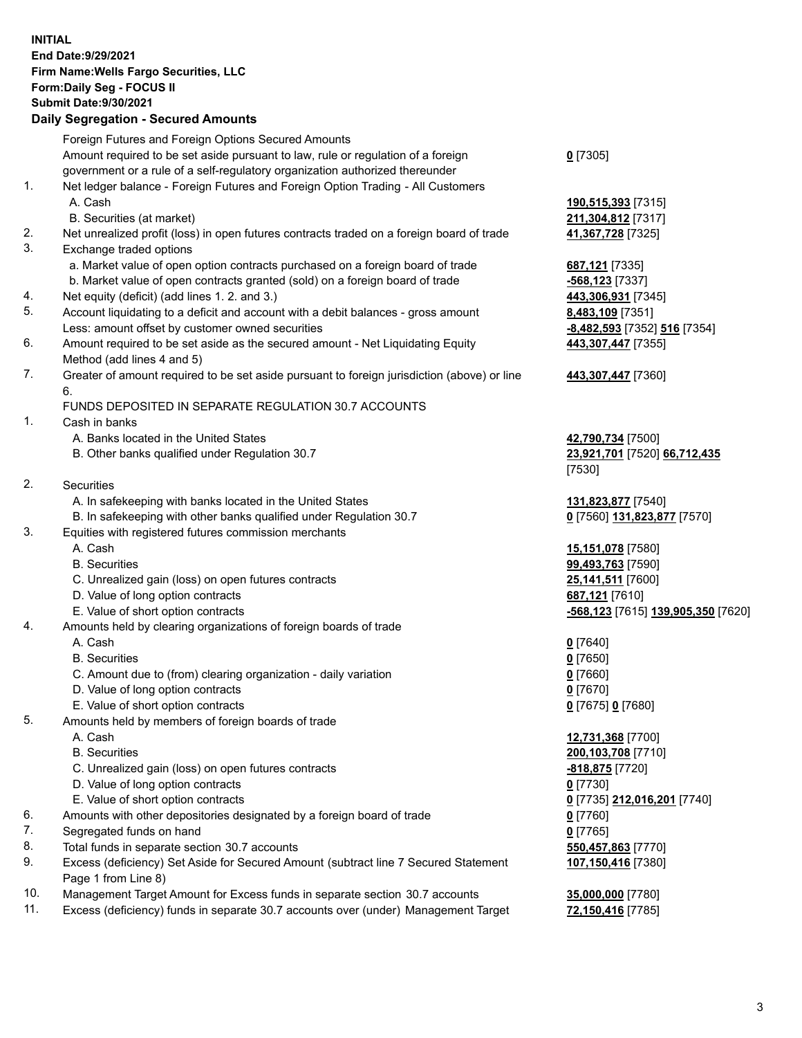**INITIAL**
**End Date:9/29/2021**
**Firm Name:Wells Fargo Securities, LLC**
**Form:Daily Seg - FOCUS II**
**Submit Date:9/30/2021**

## Daily Segregation - Secured Amounts

| | | |
|---|---|---|
| | Foreign Futures and Foreign Options Secured Amounts | |
| | Amount required to be set aside pursuant to law, rule or regulation of a foreign government or a rule of a self-regulatory organization authorized thereunder | **0** [7305] |
| 1. | Net ledger balance - Foreign Futures and Foreign Option Trading - All Customers | |
| | A. Cash | **190,515,393** [7315] |
| | B. Securities (at market) | **211,304,812** [7317] |
| 2. | Net unrealized profit (loss) in open futures contracts traded on a foreign board of trade | **41,367,728** [7325] |
| 3. | Exchange traded options | |
| | a. Market value of open option contracts purchased on a foreign board of trade | **687,121** [7335] |
| | b. Market value of open contracts granted (sold) on a foreign board of trade | **-568,123** [7337] |
| 4. | Net equity (deficit) (add lines 1. 2. and 3.) | **443,306,931** [7345] |
| 5. | Account liquidating to a deficit and account with a debit balances - gross amount | **8,483,109** [7351] |
| | Less: amount offset by customer owned securities | **-8,482,593** [7352] **516** [7354] |
| 6. | Amount required to be set aside as the secured amount - Net Liquidating Equity Method (add lines 4 and 5) | **443,307,447** [7355] |
| 7. | Greater of amount required to be set aside pursuant to foreign jurisdiction (above) or line 6. | **443,307,447** [7360] |
| | FUNDS DEPOSITED IN SEPARATE REGULATION 30.7 ACCOUNTS | |
| 1. | Cash in banks | |
| | A. Banks located in the United States | **42,790,734** [7500] |
| | B. Other banks qualified under Regulation 30.7 | **23,921,701** [7520] **66,712,435** [7530] |
| 2. | Securities | |
| | A. In safekeeping with banks located in the United States | **131,823,877** [7540] |
| | B. In safekeeping with other banks qualified under Regulation 30.7 | **0** [7560] **131,823,877** [7570] |
| 3. | Equities with registered futures commission merchants | |
| | A. Cash | **15,151,078** [7580] |
| | B. Securities | **99,493,763** [7590] |
| | C. Unrealized gain (loss) on open futures contracts | **25,141,511** [7600] |
| | D. Value of long option contracts | **687,121** [7610] |
| | E. Value of short option contracts | **-568,123** [7615] **139,905,350** [7620] |
| 4. | Amounts held by clearing organizations of foreign boards of trade | |
| | A. Cash | **0** [7640] |
| | B. Securities | **0** [7650] |
| | C. Amount due to (from) clearing organization - daily variation | **0** [7660] |
| | D. Value of long option contracts | **0** [7670] |
| | E. Value of short option contracts | **0** [7675] **0** [7680] |
| 5. | Amounts held by members of foreign boards of trade | |
| | A. Cash | **12,731,368** [7700] |
| | B. Securities | **200,103,708** [7710] |
| | C. Unrealized gain (loss) on open futures contracts | **-818,875** [7720] |
| | D. Value of long option contracts | **0** [7730] |
| | E. Value of short option contracts | **0** [7735] **212,016,201** [7740] |
| 6. | Amounts with other depositories designated by a foreign board of trade | **0** [7760] |
| 7. | Segregated funds on hand | **0** [7765] |
| 8. | Total funds in separate section 30.7 accounts | **550,457,863** [7770] |
| 9. | Excess (deficiency) Set Aside for Secured Amount (subtract line 7 Secured Statement Page 1 from Line 8) | **107,150,416** [7380] |
| 10. | Management Target Amount for Excess funds in separate section 30.7 accounts | **35,000,000** [7780] |
| 11. | Excess (deficiency) funds in separate 30.7 accounts over (under) Management Target | **72,150,416** [7785] |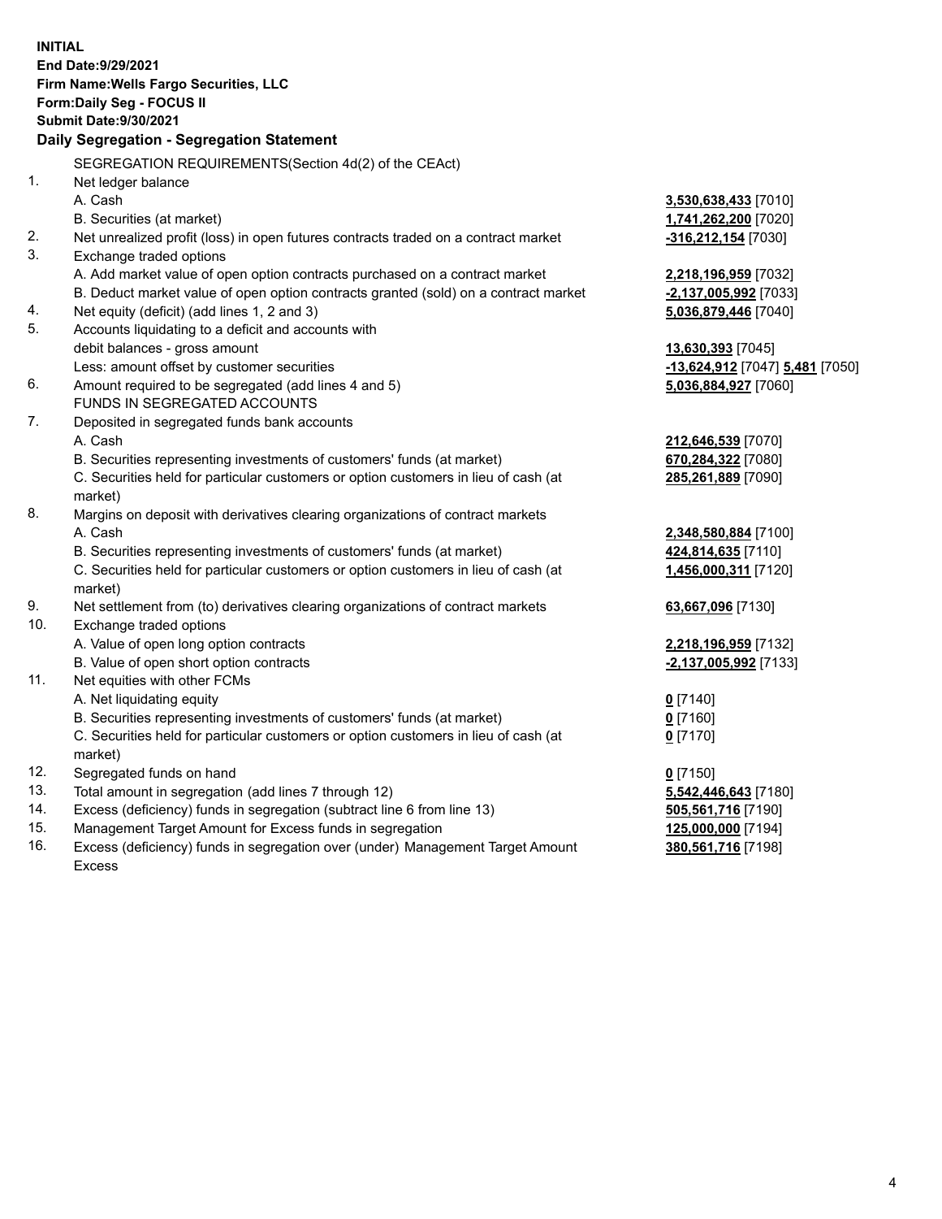**INITIAL**
**End Date:9/29/2021**
**Firm Name:Wells Fargo Securities, LLC**
**Form:Daily Seg - FOCUS II**
**Submit Date:9/30/2021**

## Daily Segregation - Segregation Statement

| | | |
|---|---|---|
| | SEGREGATION REQUIREMENTS(Section 4d(2) of the CEAct) | |
| 1. | Net ledger balance | |
| | A. Cash | **3,530,638,433** [7010] |
| | B. Securities (at market) | **1,741,262,200** [7020] |
| 2. | Net unrealized profit (loss) in open futures contracts traded on a contract market | **-316,212,154** [7030] |
| 3. | Exchange traded options | |
| | A. Add market value of open option contracts purchased on a contract market | **2,218,196,959** [7032] |
| | B. Deduct market value of open option contracts granted (sold) on a contract market | **-2,137,005,992** [7033] |
| 4. | Net equity (deficit) (add lines 1, 2 and 3) | **5,036,879,446** [7040] |
| 5. | Accounts liquidating to a deficit and accounts with debit balances - gross amount | **13,630,393** [7045] |
| | Less: amount offset by customer securities | **-13,624,912** [7047] **5,481** [7050] |
| 6. | Amount required to be segregated (add lines 4 and 5) | **5,036,884,927** [7060] |
| | FUNDS IN SEGREGATED ACCOUNTS | |
| 7. | Deposited in segregated funds bank accounts | |
| | A. Cash | **212,646,539** [7070] |
| | B. Securities representing investments of customers' funds (at market) | **670,284,322** [7080] |
| | C. Securities held for particular customers or option customers in lieu of cash (at market) | **285,261,889** [7090] |
| 8. | Margins on deposit with derivatives clearing organizations of contract markets | |
| | A. Cash | **2,348,580,884** [7100] |
| | B. Securities representing investments of customers' funds (at market) | **424,814,635** [7110] |
| | C. Securities held for particular customers or option customers in lieu of cash (at market) | **1,456,000,311** [7120] |
| 9. | Net settlement from (to) derivatives clearing organizations of contract markets | **63,667,096** [7130] |
| 10. | Exchange traded options | |
| | A. Value of open long option contracts | **2,218,196,959** [7132] |
| | B. Value of open short option contracts | **-2,137,005,992** [7133] |
| 11. | Net equities with other FCMs | |
| | A. Net liquidating equity | **0** [7140] |
| | B. Securities representing investments of customers' funds (at market) | **0** [7160] |
| | C. Securities held for particular customers or option customers in lieu of cash (at market) | **0** [7170] |
| 12. | Segregated funds on hand | **0** [7150] |
| 13. | Total amount in segregation (add lines 7 through 12) | **5,542,446,643** [7180] |
| 14. | Excess (deficiency) funds in segregation (subtract line 6 from line 13) | **505,561,716** [7190] |
| 15. | Management Target Amount for Excess funds in segregation | **125,000,000** [7194] |
| 16. | Excess (deficiency) funds in segregation over (under) Management Target Amount Excess | **380,561,716** [7198] |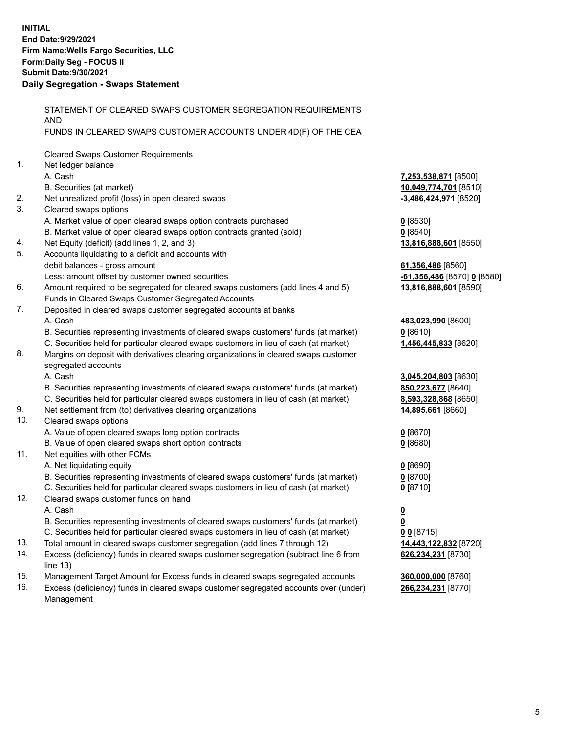**INITIAL**
**End Date:9/29/2021**
**Firm Name:Wells Fargo Securities, LLC**
**Form:Daily Seg - FOCUS II**
**Submit Date:9/30/2021**
**Daily Segregation - Swaps Statement**

STATEMENT OF CLEARED SWAPS CUSTOMER SEGREGATION REQUIREMENTS AND FUNDS IN CLEARED SWAPS CUSTOMER ACCOUNTS UNDER 4D(F) OF THE CEA

| | | |
|---|---|---|
| | Cleared Swaps Customer Requirements | |
| 1. | Net ledger balance | |
| | A. Cash | **7,253,538,871** [8500] |
| | B. Securities (at market) | **10,049,774,701** [8510] |
| 2. | Net unrealized profit (loss) in open cleared swaps | **-3,486,424,971** [8520] |
| 3. | Cleared swaps options | |
| | A. Market value of open cleared swaps option contracts purchased | **0** [8530] |
| | B. Market value of open cleared swaps option contracts granted (sold) | **0** [8540] |
| 4. | Net Equity (deficit) (add lines 1, 2, and 3) | **13,816,888,601** [8550] |
| 5. | Accounts liquidating to a deficit and accounts with | |
| | debit balances - gross amount | **61,356,486** [8560] |
| | Less: amount offset by customer owned securities | **-61,356,486** [8570] **0** [8580] |
| 6. | Amount required to be segregated for cleared swaps customers (add lines 4 and 5) | **13,816,888,601** [8590] |
| | Funds in Cleared Swaps Customer Segregated Accounts | |
| 7. | Deposited in cleared swaps customer segregated accounts at banks | |
| | A. Cash | **483,023,990** [8600] |
| | B. Securities representing investments of cleared swaps customers' funds (at market) | **0** [8610] |
| | C. Securities held for particular cleared swaps customers in lieu of cash (at market) | **1,456,445,833** [8620] |
| 8. | Margins on deposit with derivatives clearing organizations in cleared swaps customer segregated accounts | |
| | A. Cash | **3,045,204,803** [8630] |
| | B. Securities representing investments of cleared swaps customers' funds (at market) | **850,223,677** [8640] |
| | C. Securities held for particular cleared swaps customers in lieu of cash (at market) | **8,593,328,868** [8650] |
| 9. | Net settlement from (to) derivatives clearing organizations | **14,895,661** [8660] |
| 10. | Cleared swaps options | |
| | A. Value of open cleared swaps long option contracts | **0** [8670] |
| | B. Value of open cleared swaps short option contracts | **0** [8680] |
| 11. | Net equities with other FCMs | |
| | A. Net liquidating equity | **0** [8690] |
| | B. Securities representing investments of cleared swaps customers' funds (at market) | **0** [8700] |
| | C. Securities held for particular cleared swaps customers in lieu of cash (at market) | **0** [8710] |
| 12. | Cleared swaps customer funds on hand | |
| | A. Cash | **0** |
| | B. Securities representing investments of cleared swaps customers' funds (at market) | **0** |
| | C. Securities held for particular cleared swaps customers in lieu of cash (at market) | **0** **0** [8715] |
| 13. | Total amount in cleared swaps customer segregation (add lines 7 through 12) | **14,443,122,832** [8720] |
| 14. | Excess (deficiency) funds in cleared swaps customer segregation (subtract line 6 from line 13) | **626,234,231** [8730] |
| 15. | Management Target Amount for Excess funds in cleared swaps segregated accounts | **360,000,000** [8760] |
| 16. | Excess (deficiency) funds in cleared swaps customer segregated accounts over (under) Management | **266,234,231** [8770] |